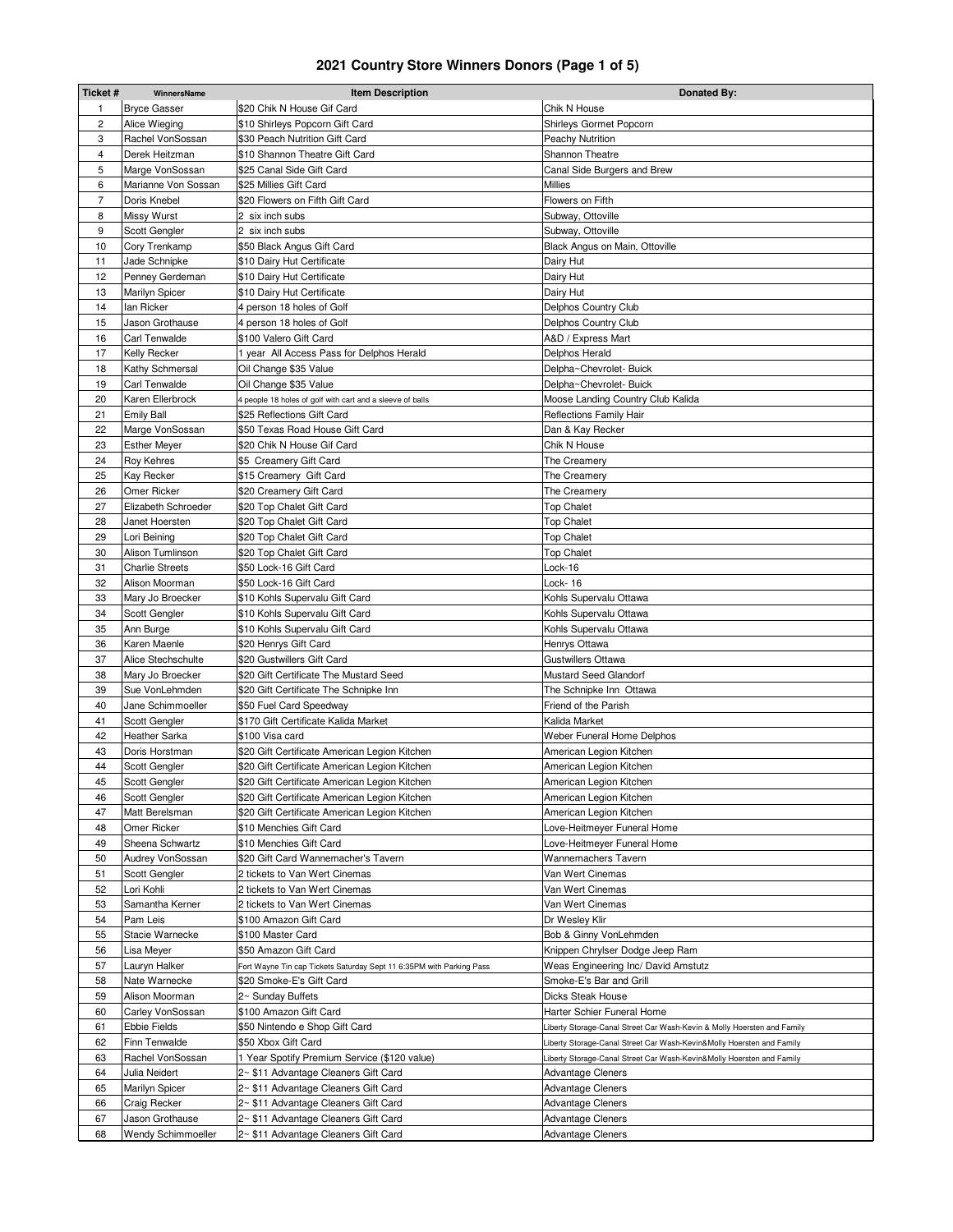# 2021 Country Store Winners Donors (Page 1 of 5)

| Ticket # | WinnersName | Item Description | Donated By: |
|---|---|---|---|
| 1 | Bryce Gasser | $20 Chik N House Gif Card | Chik N House |
| 2 | Alice Wieging | $10 Shirleys Popcorn Gift Card | Shirleys Gormet Popcorn |
| 3 | Rachel VonSossan | $30 Peach Nutrition Gift Card | Peachy Nutrition |
| 4 | Derek Heitzman | $10 Shannon Theatre Gift Card | Shannon Theatre |
| 5 | Marge VonSossan | $25 Canal Side Gift Card | Canal Side Burgers and Brew |
| 6 | Marianne Von Sossan | $25 Millies Gift Card | Millies |
| 7 | Doris Knebel | $20 Flowers on Fifth Gift Card | Flowers on Fifth |
| 8 | Missy Wurst | 2 six inch subs | Subway, Ottoville |
| 9 | Scott Gengler | 2 six inch subs | Subway, Ottoville |
| 10 | Cory Trenkamp | $50 Black Angus Gift Card | Black Angus on Main, Ottoville |
| 11 | Jade Schnipke | $10 Dairy Hut Certificate | Dairy Hut |
| 12 | Penney Gerdeman | $10 Dairy Hut Certificate | Dairy Hut |
| 13 | Marilyn Spicer | $10 Dairy Hut Certificate | Dairy Hut |
| 14 | Ian Ricker | 4 person 18 holes of Golf | Delphos Country Club |
| 15 | Jason Grothause | 4 person 18 holes of Golf | Delphos Country Club |
| 16 | Carl Tenwalde | $100 Valero Gift Card | A&D / Express Mart |
| 17 | Kelly Recker | 1 year All Access Pass for Delphos Herald | Delphos Herald |
| 18 | Kathy Schmersal | Oil Change $35 Value | Delpha~Chevrolet- Buick |
| 19 | Carl Tenwalde | Oil Change $35 Value | Delpha~Chevrolet- Buick |
| 20 | Karen Ellerbrock | 4 people 18 holes of golf with cart and a sleeve of balls | Moose Landing Country Club Kalida |
| 21 | Emily Ball | $25 Reflections Gift Card | Reflections Family Hair |
| 22 | Marge VonSossan | $50 Texas Road House Gift Card | Dan & Kay Recker |
| 23 | Esther Meyer | $20 Chik N House Gif Card | Chik N House |
| 24 | Roy Kehres | $5 Creamery Gift Card | The Creamery |
| 25 | Kay Recker | $15 Creamery Gift Card | The Creamery |
| 26 | Omer Ricker | $20 Creamery Gift Card | The Creamery |
| 27 | Elizabeth Schroeder | $20 Top Chalet Gift Card | Top Chalet |
| 28 | Janet Hoersten | $20 Top Chalet Gift Card | Top Chalet |
| 29 | Lori Beining | $20 Top Chalet Gift Card | Top Chalet |
| 30 | Alison Tumlinson | $20 Top Chalet Gift Card | Top Chalet |
| 31 | Charlie Streets | $50 Lock-16 Gift Card | Lock-16 |
| 32 | Alison Moorman | $50 Lock-16 Gift Card | Lock- 16 |
| 33 | Mary Jo Broecker | $10 Kohls Supervalu Gift Card | Kohls Supervalu Ottawa |
| 34 | Scott Gengler | $10 Kohls Supervalu Gift Card | Kohls Supervalu Ottawa |
| 35 | Ann Burge | $10 Kohls Supervalu Gift Card | Kohls Supervalu Ottawa |
| 36 | Karen Maenle | $20 Henrys Gift Card | Henrys Ottawa |
| 37 | Alice Stechschulte | $20 Gustwillers Gift Card | Gustwillers Ottawa |
| 38 | Mary Jo Broecker | $20 Gift Certificate The Mustard Seed | Mustard Seed Glandorf |
| 39 | Sue VonLehmden | $20 Gift Certificate The Schnipke Inn | The Schnipke Inn Ottawa |
| 40 | Jane Schimmoeller | $50 Fuel Card Speedway | Friend of the Parish |
| 41 | Scott Gengler | $170 Gift Certificate Kalida Market | Kalida Market |
| 42 | Heather Sarka | $100 Visa card | Weber Funeral Home Delphos |
| 43 | Doris Horstman | $20 Gift Certificate American Legion Kitchen | American Legion Kitchen |
| 44 | Scott Gengler | $20 Gift Certificate American Legion Kitchen | American Legion Kitchen |
| 45 | Scott Gengler | $20 Gift Certificate American Legion Kitchen | American Legion Kitchen |
| 46 | Scott Gengler | $20 Gift Certificate American Legion Kitchen | American Legion Kitchen |
| 47 | Matt Berelsman | $20 Gift Certificate American Legion Kitchen | American Legion Kitchen |
| 48 | Omer Ricker | $10 Menchies Gift Card | Love-Heitmeyer Funeral Home |
| 49 | Sheena Schwartz | $10 Menchies Gift Card | Love-Heitmeyer Funeral Home |
| 50 | Audrey VonSossan | $20 Gift Card Wannemacher's Tavern | Wannemachers Tavern |
| 51 | Scott Gengler | 2 tickets to Van Wert Cinemas | Van Wert Cinemas |
| 52 | Lori Kohli | 2 tickets to Van Wert Cinemas | Van Wert Cinemas |
| 53 | Samantha Kerner | 2 tickets to Van Wert Cinemas | Van Wert Cinemas |
| 54 | Pam Leis | $100 Amazon Gift Card | Dr Wesley Klir |
| 55 | Stacie Warnecke | $100 Master Card | Bob & Ginny VonLehmden |
| 56 | Lisa Meyer | $50 Amazon Gift Card | Knippen Chrylser Dodge Jeep Ram |
| 57 | Lauryn Halker | Fort Wayne Tin cap Tickets Saturday Sept 11 6:35PM with Parking Pass | Weas Engineering Inc/ David Amstutz |
| 58 | Nate Warnecke | $20 Smoke-E's Gift Card | Smoke-E's Bar and Grill |
| 59 | Alison Moorman | 2~ Sunday Buffets | Dicks Steak House |
| 60 | Carley VonSossan | $100 Amazon Gift Card | Harter Schier Funeral Home |
| 61 | Ebbie Fields | $50 Nintendo e Shop Gift Card | Liberty Storage-Canal Street Car Wash-Kevin & Molly Hoersten and Family |
| 62 | Finn Tenwalde | $50 Xbox Gift Card | Liberty Storage-Canal Street Car Wash-Kevin&Molly Hoersten and Family |
| 63 | Rachel VonSossan | 1 Year Spotify Premium Service ($120 value) | Liberty Storage-Canal Street Car Wash-Kevin&Molly Hoersten and Family |
| 64 | Julia Neidert | 2~ $11 Advantage Cleaners Gift Card | Advantage Cleners |
| 65 | Marilyn Spicer | 2~ $11 Advantage Cleaners Gift Card | Advantage Cleners |
| 66 | Craig Recker | 2~ $11 Advantage Cleaners Gift Card | Advantage Cleners |
| 67 | Jason Grothause | 2~ $11 Advantage Cleaners Gift Card | Advantage Cleners |
| 68 | Wendy Schimmoeller | 2~ $11 Advantage Cleaners Gift Card | Advantage Cleners |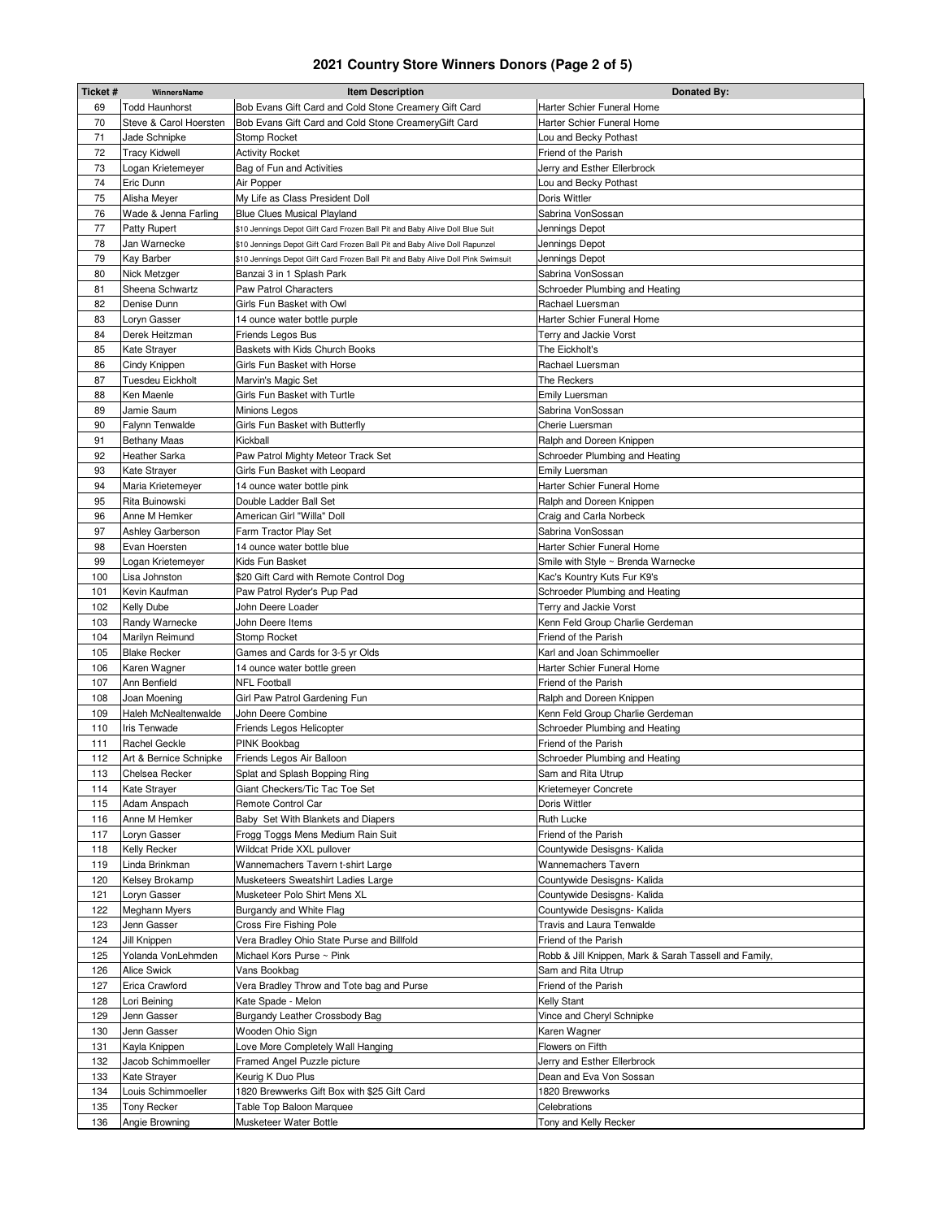# 2021 Country Store Winners Donors (Page 2 of 5)

| Ticket # | WinnersName | Item Description | Donated By: |
|---|---|---|---|
| 69 | Todd Haunhorst | Bob Evans Gift Card and Cold Stone Creamery Gift Card | Harter Schier Funeral Home |
| 70 | Steve & Carol Hoersten | Bob Evans Gift Card and Cold Stone CreameryGift Card | Harter Schier Funeral Home |
| 71 | Jade Schnipke | Stomp Rocket | Lou and Becky Pothast |
| 72 | Tracy Kidwell | Activity Rocket | Friend of the Parish |
| 73 | Logan Krietemeyer | Bag of Fun and Activities | Jerry and Esther Ellerbrock |
| 74 | Eric Dunn | Air Popper | Lou and Becky Pothast |
| 75 | Alisha Meyer | My Life as Class President Doll | Doris Wittler |
| 76 | Wade & Jenna Farling | Blue Clues Musical Playland | Sabrina VonSossan |
| 77 | Patty Rupert | $10 Jennings Depot Gift Card Frozen Ball Pit and Baby Alive Doll Blue Suit | Jennings Depot |
| 78 | Jan Warnecke | $10 Jennings Depot Gift Card Frozen Ball Pit and Baby Alive Doll Rapunzel | Jennings Depot |
| 79 | Kay Barber | $10 Jennings Depot Gift Card Frozen Ball Pit and Baby Alive Doll Pink Swimsuit | Jennings Depot |
| 80 | Nick Metzger | Banzai 3 in 1 Splash Park | Sabrina VonSossan |
| 81 | Sheena Schwartz | Paw Patrol Characters | Schroeder Plumbing and Heating |
| 82 | Denise Dunn | Girls Fun Basket with Owl | Rachael Luersman |
| 83 | Loryn Gasser | 14 ounce water bottle purple | Harter Schier Funeral Home |
| 84 | Derek Heitzman | Friends Legos Bus | Terry and Jackie Vorst |
| 85 | Kate Strayer | Baskets with Kids Church Books | The Eickholt's |
| 86 | Cindy Knippen | Girls Fun Basket with Horse | Rachael Luersman |
| 87 | Tuesdeu Eickholt | Marvin's Magic Set | The Reckers |
| 88 | Ken Maenle | Girls Fun Basket with Turtle | Emily Luersman |
| 89 | Jamie Saum | Minions Legos | Sabrina VonSossan |
| 90 | Falynn Tenwalde | Girls Fun Basket with Butterfly | Cherie Luersman |
| 91 | Bethany Maas | Kickball | Ralph and Doreen Knippen |
| 92 | Heather Sarka | Paw Patrol Mighty Meteor Track Set | Schroeder Plumbing and Heating |
| 93 | Kate Strayer | Girls Fun Basket with Leopard | Emily Luersman |
| 94 | Maria Krietemeyer | 14 ounce water bottle pink | Harter Schier Funeral Home |
| 95 | Rita Buinowski | Double Ladder Ball Set | Ralph and Doreen Knippen |
| 96 | Anne M Hemker | American Girl "Willa" Doll | Craig and Carla Norbeck |
| 97 | Ashley Garberson | Farm Tractor Play Set | Sabrina VonSossan |
| 98 | Evan Hoersten | 14 ounce water bottle blue | Harter Schier Funeral Home |
| 99 | Logan Krietemeyer | Kids Fun Basket | Smile with Style ~ Brenda Warnecke |
| 100 | Lisa Johnston | $20 Gift Card with Remote Control Dog | Kac's Kountry Kuts Fur K9's |
| 101 | Kevin Kaufman | Paw Patrol Ryder's Pup Pad | Schroeder Plumbing and Heating |
| 102 | Kelly Dube | John Deere Loader | Terry and Jackie Vorst |
| 103 | Randy Warnecke | John Deere Items | Kenn Feld Group Charlie Gerdeman |
| 104 | Marilyn Reimund | Stomp Rocket | Friend of the Parish |
| 105 | Blake Recker | Games and Cards for 3-5 yr Olds | Karl and Joan Schimmoeller |
| 106 | Karen Wagner | 14 ounce water bottle green | Harter Schier Funeral Home |
| 107 | Ann Benfield | NFL Football | Friend of the Parish |
| 108 | Joan Moening | Girl Paw Patrol Gardening Fun | Ralph and Doreen Knippen |
| 109 | Haleh McNealtenwalde | John Deere Combine | Kenn Feld Group Charlie Gerdeman |
| 110 | Iris Tenwade | Friends Legos Helicopter | Schroeder Plumbing and Heating |
| 111 | Rachel Geckle | PINK Bookbag | Friend of the Parish |
| 112 | Art & Bernice Schnipke | Friends Legos Air Balloon | Schroeder Plumbing and Heating |
| 113 | Chelsea Recker | Splat and Splash Bopping Ring | Sam and Rita Utrup |
| 114 | Kate Strayer | Giant Checkers/Tic Tac Toe Set | Krietemeyer Concrete |
| 115 | Adam Anspach | Remote Control Car | Doris Wittler |
| 116 | Anne M Hemker | Baby Set With Blankets and Diapers | Ruth Lucke |
| 117 | Loryn Gasser | Frogg Toggs Mens Medium Rain Suit | Friend of the Parish |
| 118 | Kelly Recker | Wildcat Pride XXL pullover | Countywide Desisgns- Kalida |
| 119 | Linda Brinkman | Wannemachers Tavern t-shirt Large | Wannemachers Tavern |
| 120 | Kelsey Brokamp | Musketeers Sweatshirt Ladies Large | Countywide Desisgns- Kalida |
| 121 | Loryn Gasser | Musketeer Polo Shirt Mens XL | Countywide Desisgns- Kalida |
| 122 | Meghann Myers | Burgandy and White Flag | Countywide Desisgns- Kalida |
| 123 | Jenn Gasser | Cross Fire Fishing Pole | Travis and Laura Tenwalde |
| 124 | Jill Knippen | Vera Bradley Ohio State Purse and Billfold | Friend of the Parish |
| 125 | Yolanda VonLehmden | Michael Kors Purse ~ Pink | Robb & Jill Knippen, Mark & Sarah Tassell and Family, |
| 126 | Alice Swick | Vans Bookbag | Sam and Rita Utrup |
| 127 | Erica Crawford | Vera Bradley Throw and Tote bag and Purse | Friend of the Parish |
| 128 | Lori Beining | Kate Spade - Melon | Kelly Stant |
| 129 | Jenn Gasser | Burgandy Leather Crossbody Bag | Vince and Cheryl Schnipke |
| 130 | Jenn Gasser | Wooden Ohio Sign | Karen Wagner |
| 131 | Kayla Knippen | Love More Completely Wall Hanging | Flowers on Fifth |
| 132 | Jacob Schimmoeller | Framed Angel Puzzle picture | Jerry and Esther Ellerbrock |
| 133 | Kate Strayer | Keurig K Duo Plus | Dean and Eva Von Sossan |
| 134 | Louis Schimmoeller | 1820 Brewwerks Gift Box with $25 Gift Card | 1820 Brewworks |
| 135 | Tony Recker | Table Top Baloon Marquee | Celebrations |
| 136 | Angie Browning | Musketeer Water Bottle | Tony and Kelly Recker |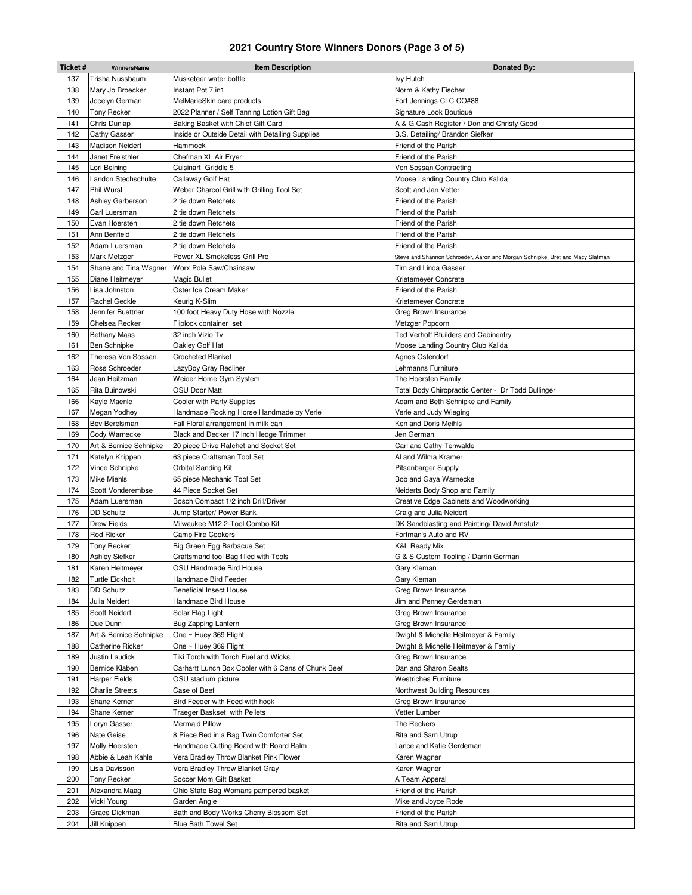# 2021 Country Store Winners Donors (Page 3 of 5)

| Ticket # | WinnersName | Item Description | Donated By: |
|---|---|---|---|
| 137 | Trisha Nussbaum | Musketeer water bottle | Ivy Hutch |
| 138 | Mary Jo Broecker | Instant Pot 7 in1 | Norm & Kathy Fischer |
| 139 | Jocelyn German | MelMarieSkin care products | Fort Jennings CLC CO#88 |
| 140 | Tony Recker | 2022 Planner / Self Tanning Lotion Gift Bag | Signature Look Boutique |
| 141 | Chris Dunlap | Baking Basket with Chief Gift Card | A & G Cash Register / Don and Christy Good |
| 142 | Cathy Gasser | Inside or Outside Detail with Detailing Supplies | B.S. Detailing/ Brandon Siefker |
| 143 | Madison Neidert | Hammock | Friend of the Parish |
| 144 | Janet Freisthler | Chefman XL Air Fryer | Friend of the Parish |
| 145 | Lori Beining | Cuisinart Griddle 5 | Von Sossan Contracting |
| 146 | Landon Stechschulte | Callaway Golf Hat | Moose Landing Country Club Kalida |
| 147 | Phil Wurst | Weber Charcol Grill with Grilling Tool Set | Scott and Jan Vetter |
| 148 | Ashley Garberson | 2 tie down Retchets | Friend of the Parish |
| 149 | Carl Luersman | 2 tie down Retchets | Friend of the Parish |
| 150 | Evan Hoersten | 2 tie down Retchets | Friend of the Parish |
| 151 | Ann Benfield | 2 tie down Retchets | Friend of the Parish |
| 152 | Adam Luersman | 2 tie down Retchets | Friend of the Parish |
| 153 | Mark Metzger | Power XL Smokeless Grill Pro | Steve and Shannon Schroeder, Aaron and Morgan Schnipke, Bret and Macy Slatman |
| 154 | Shane and Tina Wagner | Worx Pole Saw/Chainsaw | Tim and Linda Gasser |
| 155 | Diane Heitmeyer | Magic Bullet | Krietemeyer Concrete |
| 156 | Lisa Johnston | Oster Ice Cream Maker | Friend of the Parish |
| 157 | Rachel Geckle | Keurig K-Slim | Krietemeyer Concrete |
| 158 | Jennifer Buettner | 100 foot Heavy Duty Hose with Nozzle | Greg Brown Insurance |
| 159 | Chelsea Recker | Fliplock container set | Metzger Popcorn |
| 160 | Bethany Maas | 32 inch Vizio Tv | Ted Verhoff Bfuilders and Cabinentry |
| 161 | Ben Schnipke | Oakley Golf Hat | Moose Landing Country Club Kalida |
| 162 | Theresa Von Sossan | Crocheted Blanket | Agnes Ostendorf |
| 163 | Ross Schroeder | LazyBoy Gray Recliner | Lehmanns Furniture |
| 164 | Jean Heitzman | Weider Home Gym System | The Hoersten Family |
| 165 | Rita Buinowski | OSU Door Matt | Total Body Chiropractic Center~ Dr Todd Bullinger |
| 166 | Kayle Maenle | Cooler with Party Supplies | Adam and Beth Schnipke and Family |
| 167 | Megan Yodhey | Handmade Rocking Horse Handmade by Verle | Verle and Judy Wieging |
| 168 | Bev Berelsman | Fall Floral arrangement in milk can | Ken and Doris Meihls |
| 169 | Cody Warnecke | Black and Decker 17 inch Hedge Trimmer | Jen German |
| 170 | Art & Bernice Schnipke | 20 piece Drive Ratchet and Socket Set | Carl and Cathy Tenwalde |
| 171 | Katelyn Knippen | 63 piece Craftsman Tool Set | Al and Wilma Kramer |
| 172 | Vince Schnipke | Orbital Sanding Kit | Pitsenbarger Supply |
| 173 | Mike Miehls | 65 piece Mechanic Tool Set | Bob and Gaya Warnecke |
| 174 | Scott Vonderembse | 44 Piece Socket Set | Neiderts Body Shop and Family |
| 175 | Adam Luersman | Bosch Compact 1/2 inch Drill/Driver | Creative Edge Cabinets and Woodworking |
| 176 | DD Schultz | Jump Starter/ Power Bank | Craig and Julia Neidert |
| 177 | Drew Fields | Milwaukee M12 2-Tool Combo Kit | DK Sandblasting and Painting/ David Amstutz |
| 178 | Rod Ricker | Camp Fire Cookers | Fortman's Auto and RV |
| 179 | Tony Recker | Big Green Egg Barbacue Set | K&L Ready Mix |
| 180 | Ashley Siefker | Craftsmand tool Bag filled with Tools | G & S Custom Tooling / Darrin German |
| 181 | Karen Heitmeyer | OSU Handmade Bird House | Gary Kleman |
| 182 | Turtle Eickholt | Handmade Bird Feeder | Gary Kleman |
| 183 | DD Schultz | Beneficial Insect House | Greg Brown Insurance |
| 184 | Julia Neidert | Handmade Bird House | Jim and Penney Gerdeman |
| 185 | Scott Neidert | Solar Flag Light | Greg Brown Insurance |
| 186 | Due Dunn | Bug Zapping Lantern | Greg Brown Insurance |
| 187 | Art & Bernice Schnipke | One ~ Huey 369 Flight | Dwight & Michelle Heitmeyer & Family |
| 188 | Catherine Ricker | One ~ Huey 369 Flight | Dwight & Michelle Heitmeyer & Family |
| 189 | Justin Laudick | Tiki Torch with Torch Fuel and Wicks | Greg Brown Insurance |
| 190 | Bernice Klaben | Carhartt Lunch Box Cooler with 6 Cans of Chunk Beef | Dan and Sharon Sealts |
| 191 | Harper Fields | OSU stadium picture | Westriches Furniture |
| 192 | Charlie Streets | Case of Beef | Northwest Building Resources |
| 193 | Shane Kerner | Bird Feeder with Feed with hook | Greg Brown Insurance |
| 194 | Shane Kerner | Traeger Basket with Pellets | Vetter Lumber |
| 195 | Loryn Gasser | Mermaid Pillow | The Reckers |
| 196 | Nate Geise | 8 Piece Bed in a Bag Twin Comforter Set | Rita and Sam Utrup |
| 197 | Molly Hoersten | Handmade Cutting Board with Board Balm | Lance and Katie Gerdeman |
| 198 | Abbie & Leah Kahle | Vera Bradley Throw Blanket Pink Flower | Karen Wagner |
| 199 | Lisa Davisson | Vera Bradley Throw Blanket Gray | Karen Wagner |
| 200 | Tony Recker | Soccer Mom Gift Basket | A Team Apperal |
| 201 | Alexandra Maag | Ohio State Bag Womans pampered basket | Friend of the Parish |
| 202 | Vicki Young | Garden Angle | Mike and Joyce Rode |
| 203 | Grace Dickman | Bath and Body Works Cherry Blossom Set | Friend of the Parish |
| 204 | Jill Knippen | Blue Bath Towel Set | Rita and Sam Utrup |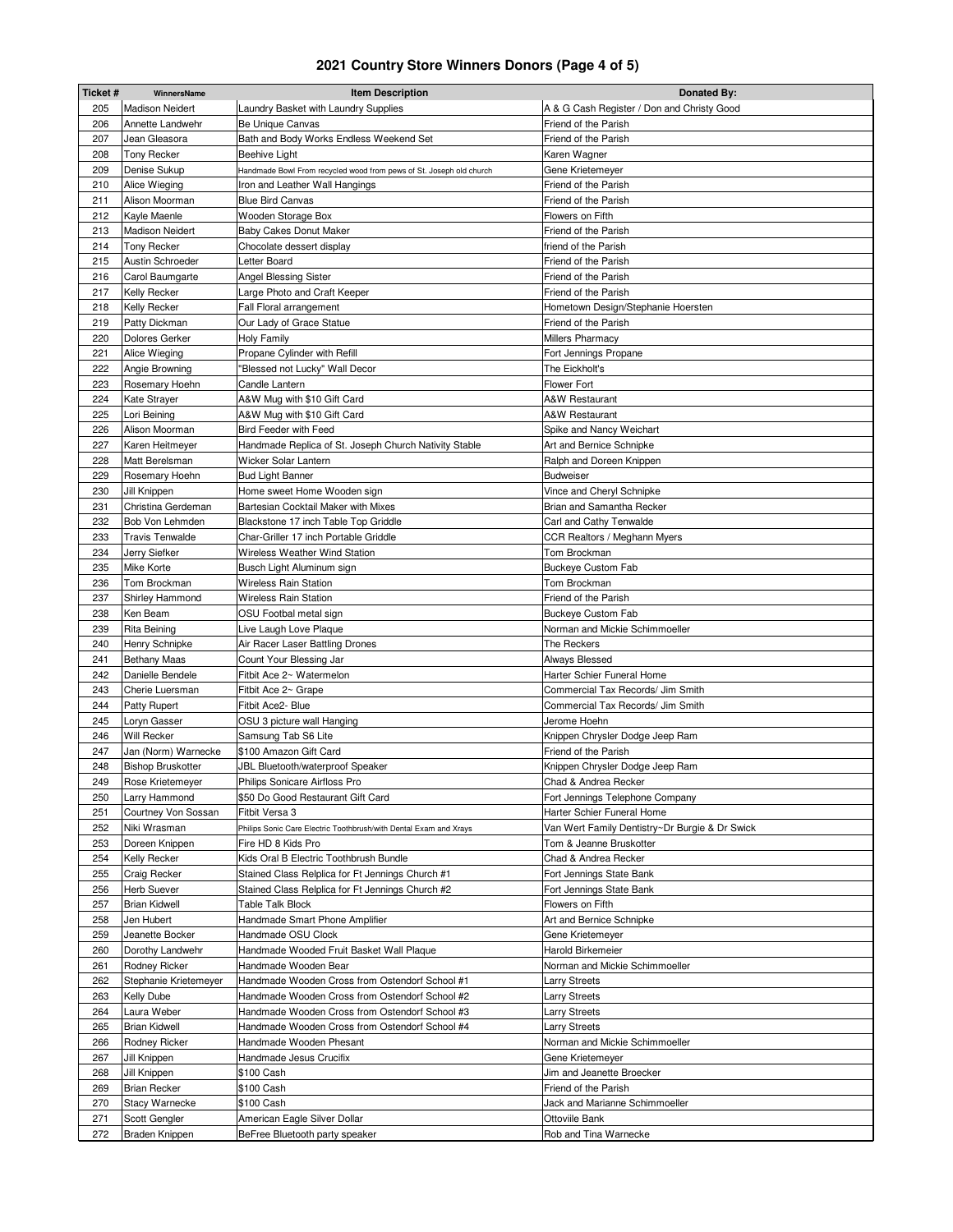# 2021 Country Store Winners Donors (Page 4 of 5)

| Ticket # | WinnersName | Item Description | Donated By: |
|---|---|---|---|
| 205 | Madison Neidert | Laundry Basket with Laundry Supplies | A & G Cash Register / Don and Christy Good |
| 206 | Annette Landwehr | Be Unique Canvas | Friend of the Parish |
| 207 | Jean Gleasora | Bath and Body Works Endless Weekend Set | Friend of the Parish |
| 208 | Tony Recker | Beehive Light | Karen Wagner |
| 209 | Denise Sukup | Handmade Bowl From recycled wood from pews of St. Joseph old church | Gene Krietemeyer |
| 210 | Alice Wieging | Iron and Leather Wall Hangings | Friend of the Parish |
| 211 | Alison Moorman | Blue Bird Canvas | Friend of the Parish |
| 212 | Kayle Maenle | Wooden Storage Box | Flowers on Fifth |
| 213 | Madison Neidert | Baby Cakes Donut Maker | Friend of the Parish |
| 214 | Tony Recker | Chocolate dessert display | friend of the Parish |
| 215 | Austin Schroeder | Letter Board | Friend of the Parish |
| 216 | Carol Baumgarte | Angel Blessing Sister | Friend of the Parish |
| 217 | Kelly Recker | Large Photo and Craft Keeper | Friend of the Parish |
| 218 | Kelly Recker | Fall Floral arrangement | Hometown Design/Stephanie Hoersten |
| 219 | Patty Dickman | Our Lady of Grace Statue | Friend of the Parish |
| 220 | Dolores Gerker | Holy Family | Millers Pharmacy |
| 221 | Alice Wieging | Propane Cylinder with Refill | Fort Jennings Propane |
| 222 | Angie Browning | "Blessed not Lucky" Wall Decor | The Eickholt's |
| 223 | Rosemary Hoehn | Candle Lantern | Flower Fort |
| 224 | Kate Strayer | A&W Mug with $10 Gift Card | A&W Restaurant |
| 225 | Lori Beining | A&W Mug with $10 Gift Card | A&W Restaurant |
| 226 | Alison Moorman | Bird Feeder with Feed | Spike and Nancy Weichart |
| 227 | Karen Heitmeyer | Handmade Replica of St. Joseph Church Nativity Stable | Art and Bernice Schnipke |
| 228 | Matt Berelsman | Wicker Solar Lantern | Ralph and Doreen Knippen |
| 229 | Rosemary Hoehn | Bud Light Banner | Budweiser |
| 230 | Jill Knippen | Home sweet Home Wooden sign | Vince and Cheryl Schnipke |
| 231 | Christina Gerdeman | Bartesian Cocktail Maker with Mixes | Brian and Samantha Recker |
| 232 | Bob Von Lehmden | Blackstone 17 inch Table Top Griddle | Carl and Cathy Tenwalde |
| 233 | Travis Tenwalde | Char-Griller 17 inch Portable Griddle | CCR Realtors / Meghann Myers |
| 234 | Jerry Siefker | Wireless Weather Wind Station | Tom Brockman |
| 235 | Mike Korte | Busch Light Aluminum sign | Buckeye Custom Fab |
| 236 | Tom Brockman | Wireless Rain Station | Tom Brockman |
| 237 | Shirley Hammond | Wireless Rain Station | Friend of the Parish |
| 238 | Ken Beam | OSU Footbal metal sign | Buckeye Custom Fab |
| 239 | Rita Beining | Live Laugh Love Plaque | Norman and Mickie Schimmoeller |
| 240 | Henry Schnipke | Air Racer Laser Battling Drones | The Reckers |
| 241 | Bethany Maas | Count Your Blessing Jar | Always Blessed |
| 242 | Danielle Bendele | Fitbit Ace 2~ Watermelon | Harter Schier Funeral Home |
| 243 | Cherie Luersman | Fitbit Ace 2~ Grape | Commercial Tax Records/ Jim Smith |
| 244 | Patty Rupert | Fitbit Ace2- Blue | Commercial Tax Records/ Jim Smith |
| 245 | Loryn Gasser | OSU 3 picture wall Hanging | Jerome Hoehn |
| 246 | Will Recker | Samsung Tab S6 Lite | Knippen Chrysler Dodge Jeep Ram |
| 247 | Jan (Norm) Warnecke | $100 Amazon Gift Card | Friend of the Parish |
| 248 | Bishop Bruskotter | JBL Bluetooth/waterproof Speaker | Knippen Chrysler Dodge Jeep Ram |
| 249 | Rose Krietemeyer | Philips Sonicare Airfloss Pro | Chad & Andrea Recker |
| 250 | Larry Hammond | $50 Do Good Restaurant Gift Card | Fort Jennings Telephone Company |
| 251 | Courtney Von Sossan | Fitbit Versa 3 | Harter Schier Funeral Home |
| 252 | Niki Wrasman | Philips Sonic Care Electric Toothbrush/with Dental Exam and Xrays | Van Wert Family Dentistry~Dr Burgie & Dr Swick |
| 253 | Doreen Knippen | Fire HD 8 Kids Pro | Tom & Jeanne Bruskotter |
| 254 | Kelly Recker | Kids Oral B Electric Toothbrush Bundle | Chad & Andrea Recker |
| 255 | Craig Recker | Stained Class Relplica for Ft Jennings Church #1 | Fort Jennings State Bank |
| 256 | Herb Suever | Stained Class Relplica for Ft Jennings Church #2 | Fort Jennings State Bank |
| 257 | Brian Kidwell | Table Talk Block | Flowers on Fifth |
| 258 | Jen Hubert | Handmade Smart Phone Amplifier | Art and Bernice Schnipke |
| 259 | Jeanette Bocker | Handmade OSU Clock | Gene Krietemeyer |
| 260 | Dorothy Landwehr | Handmade Wooded Fruit Basket Wall Plaque | Harold Birkemeier |
| 261 | Rodney Ricker | Handmade Wooden Bear | Norman and Mickie Schimmoeller |
| 262 | Stephanie Krietemeyer | Handmade Wooden Cross from Ostendorf School #1 | Larry Streets |
| 263 | Kelly Dube | Handmade Wooden Cross from Ostendorf School #2 | Larry Streets |
| 264 | Laura Weber | Handmade Wooden Cross from Ostendorf School #3 | Larry Streets |
| 265 | Brian Kidwell | Handmade Wooden Cross from Ostendorf School #4 | Larry Streets |
| 266 | Rodney Ricker | Handmade Wooden Phesant | Norman and Mickie Schimmoeller |
| 267 | Jill Knippen | Handmade Jesus Crucifix | Gene Krietemeyer |
| 268 | Jill Knippen | $100 Cash | Jim and Jeanette Broecker |
| 269 | Brian Recker | $100 Cash | Friend of the Parish |
| 270 | Stacy Warnecke | $100 Cash | Jack and Marianne Schimmoeller |
| 271 | Scott Gengler | American Eagle Silver Dollar | Ottoville Bank |
| 272 | Braden Knippen | BeFree Bluetooth party speaker | Rob and Tina Warnecke |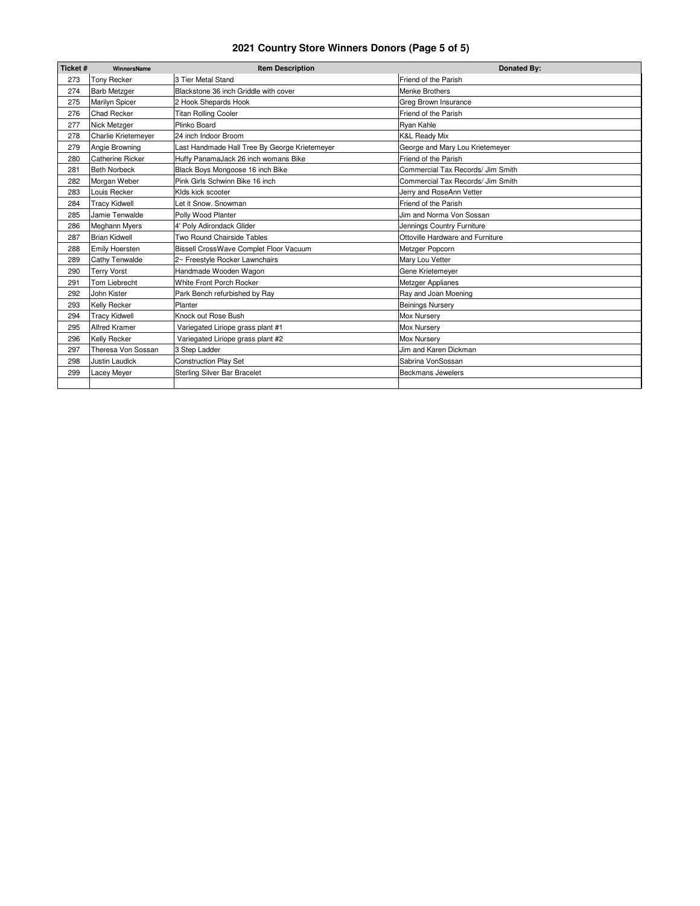# 2021 Country Store Winners Donors (Page 5 of 5)

| Ticket # | WinnersName | Item Description | Donated By: |
|---|---|---|---|
| 273 | Tony Recker | 3 Tier Metal Stand | Friend of the Parish |
| 274 | Barb Metzger | Blackstone 36 inch Griddle with cover | Menke Brothers |
| 275 | Marilyn Spicer | 2 Hook Shepards Hook | Greg Brown Insurance |
| 276 | Chad Recker | Titan Rolling Cooler | Friend of the Parish |
| 277 | Nick Metzger | Plinko Board | Ryan Kahle |
| 278 | Charlie Krietemeyer | 24 inch Indoor Broom | K&L Ready Mix |
| 279 | Angie Browning | Last Handmade Hall Tree By George Krietemeyer | George and Mary Lou Krietemeyer |
| 280 | Catherine Ricker | Huffy PanamaJack 26 inch womans Bike | Friend of the Parish |
| 281 | Beth Norbeck | Black Boys Mongoose 16 inch Bike | Commercial Tax Records/ Jim Smith |
| 282 | Morgan Weber | Pink Girls Schwinn Bike 16 inch | Commercial Tax Records/ Jim Smith |
| 283 | Louis Recker | KIds kick scooter | Jerry and RoseAnn Vetter |
| 284 | Tracy Kidwell | Let it Snow. Snowman | Friend of the Parish |
| 285 | Jamie Tenwalde | Polly Wood Planter | Jim and Norma Von Sossan |
| 286 | Meghann Myers | 4' Poly Adirondack Glider | Jennings Country Furniture |
| 287 | Brian Kidwell | Two Round Chairside Tables | Ottoville Hardware and Furniture |
| 288 | Emily Hoersten | Bissell CrossWave Complet Floor Vacuum | Metzger Popcorn |
| 289 | Cathy Tenwalde | 2~ Freestyle Rocker Lawnchairs | Mary Lou Vetter |
| 290 | Terry Vorst | Handmade Wooden Wagon | Gene Krietemeyer |
| 291 | Tom Liebrecht | White Front Porch Rocker | Metzger Applianes |
| 292 | John Kister | Park Bench refurbished by Ray | Ray and Joan Moening |
| 293 | Kelly Recker | Planter | Beinings Nursery |
| 294 | Tracy Kidwell | Knock out Rose Bush | Mox Nursery |
| 295 | Alfred Kramer | Variegated Liriope grass plant #1 | Mox Nursery |
| 296 | Kelly Recker | Variegated Liriope grass plant #2 | Mox Nursery |
| 297 | Theresa Von Sossan | 3 Step Ladder | Jim and Karen Dickman |
| 298 | Justin Laudick | Construction Play Set | Sabrina VonSossan |
| 299 | Lacey Meyer | Sterling Silver Bar Bracelet | Beckmans Jewelers |
| | | | |